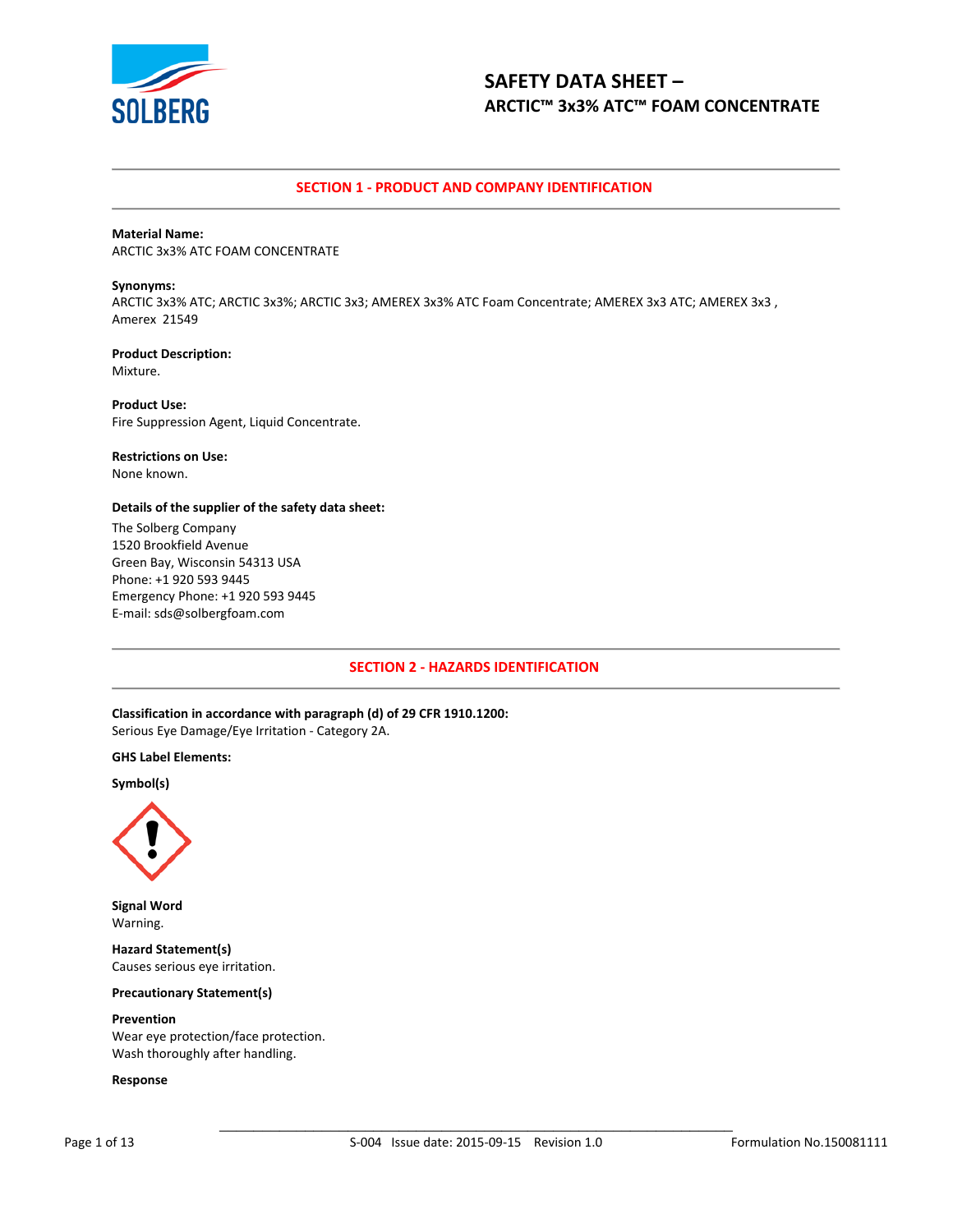# SAFETY DATA SHEET – ARCTIC™ 3x3% ATC™ FOAM CONCENTRATE

## SECTION 1 - PRODUCT AND COMPANY IDENTIFICATION

**Material Name:**
ARCTIC 3x3% ATC FOAM CONCENTRATE

**Synonyms:**
ARCTIC 3x3% ATC; ARCTIC 3x3%; ARCTIC 3x3; AMEREX 3x3% ATC Foam Concentrate; AMEREX 3x3 ATC; AMEREX 3x3 , Amerex 21549

**Product Description:**
Mixture.

**Product Use:**
Fire Suppression Agent, Liquid Concentrate.

**Restrictions on Use:**
None known.

**Details of the supplier of the safety data sheet:**
The Solberg Company
1520 Brookfield Avenue
Green Bay, Wisconsin 54313 USA
Phone: +1 920 593 9445
Emergency Phone: +1 920 593 9445
E-mail: sds@solbergfoam.com

## SECTION 2 - HAZARDS IDENTIFICATION

**Classification in accordance with paragraph (d) of 29 CFR 1910.1200:**
Serious Eye Damage/Eye Irritation - Category 2A.

**GHS Label Elements:**

**Symbol(s)**

**Signal Word**
Warning.

**Hazard Statement(s)**
Causes serious eye irritation.

**Precautionary Statement(s)**

**Prevention**
Wear eye protection/face protection.
Wash thoroughly after handling.

**Response**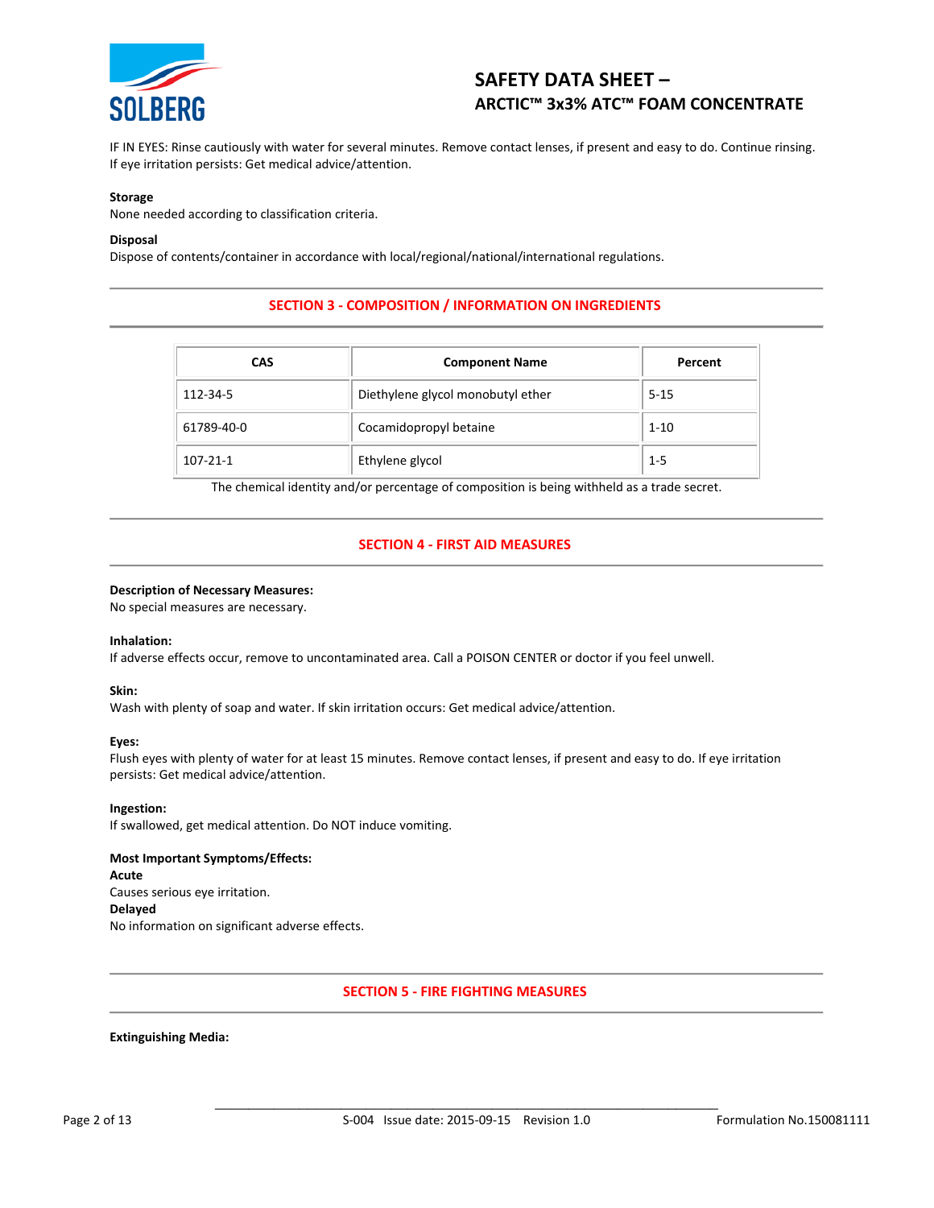IF IN EYES: Rinse cautiously with water for several minutes. Remove contact lenses, if present and easy to do. Continue rinsing. If eye irritation persists: Get medical advice/attention.

**Storage**
None needed according to classification criteria.

**Disposal**
Dispose of contents/container in accordance with local/regional/national/international regulations.

## SECTION 3 - COMPOSITION / INFORMATION ON INGREDIENTS

| CAS | Component Name | Percent |
|---|---|---|
| 112-34-5 | Diethylene glycol monobutyl ether | 5-15 |
| 61789-40-0 | Cocamidopropyl betaine | 1-10 |
| 107-21-1 | Ethylene glycol | 1-5 |

The chemical identity and/or percentage of composition is being withheld as a trade secret.

## SECTION 4 - FIRST AID MEASURES

**Description of Necessary Measures:**
No special measures are necessary.

**Inhalation:**
If adverse effects occur, remove to uncontaminated area. Call a POISON CENTER or doctor if you feel unwell.

**Skin:**
Wash with plenty of soap and water. If skin irritation occurs: Get medical advice/attention.

**Eyes:**
Flush eyes with plenty of water for at least 15 minutes. Remove contact lenses, if present and easy to do. If eye irritation persists: Get medical advice/attention.

**Ingestion:**
If swallowed, get medical attention. Do NOT induce vomiting.

**Most Important Symptoms/Effects:**
**Acute**
Causes serious eye irritation.
**Delayed**
No information on significant adverse effects.

## SECTION 5 - FIRE FIGHTING MEASURES

**Extinguishing Media:**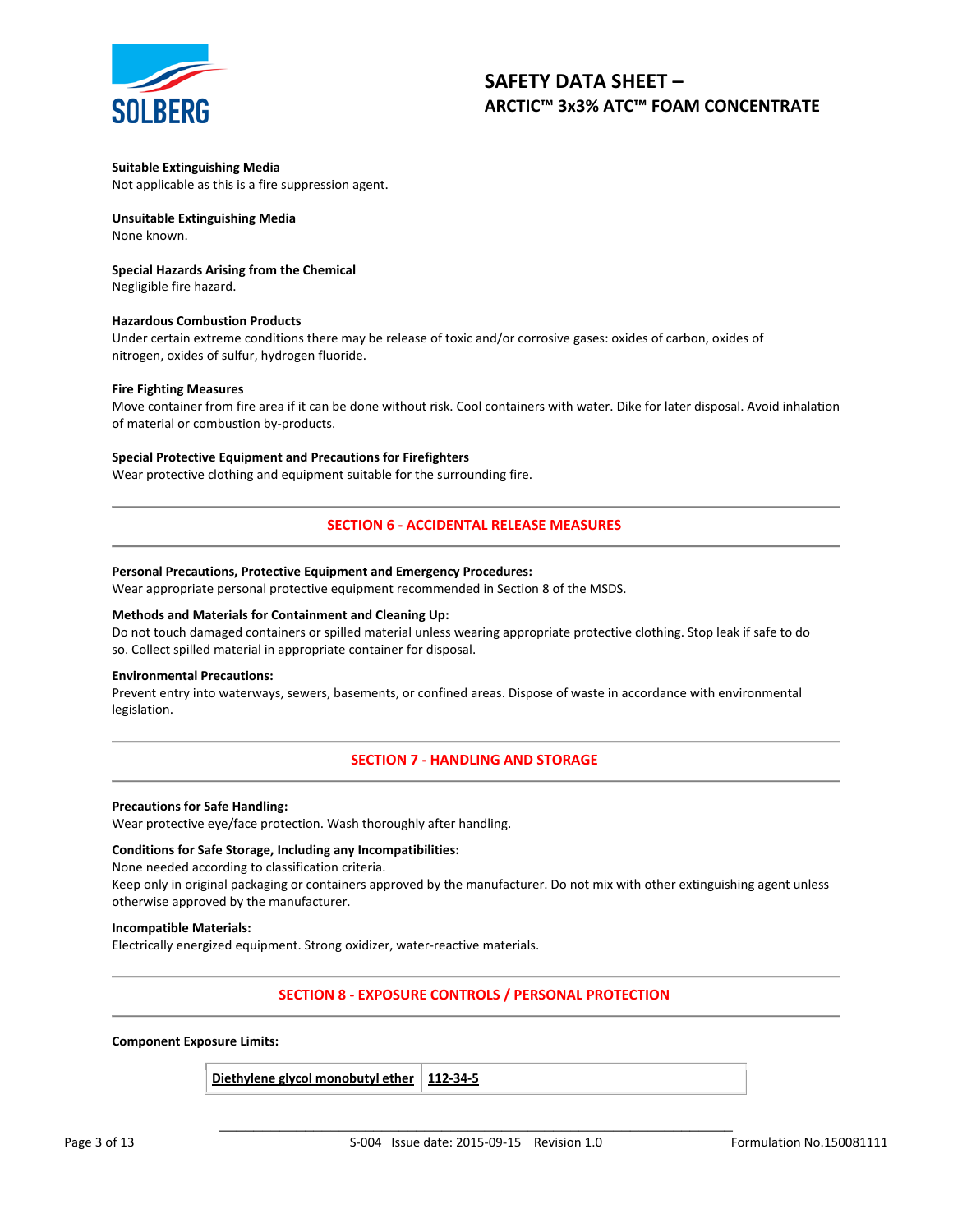**Suitable Extinguishing Media**
Not applicable as this is a fire suppression agent.

**Unsuitable Extinguishing Media**
None known.

**Special Hazards Arising from the Chemical**
Negligible fire hazard.

**Hazardous Combustion Products**
Under certain extreme conditions there may be release of toxic and/or corrosive gases: oxides of carbon, oxides of nitrogen, oxides of sulfur, hydrogen fluoride.

**Fire Fighting Measures**
Move container from fire area if it can be done without risk. Cool containers with water. Dike for later disposal. Avoid inhalation of material or combustion by-products.

**Special Protective Equipment and Precautions for Firefighters**
Wear protective clothing and equipment suitable for the surrounding fire.

## SECTION 6 - ACCIDENTAL RELEASE MEASURES

**Personal Precautions, Protective Equipment and Emergency Procedures:**
Wear appropriate personal protective equipment recommended in Section 8 of the MSDS.

**Methods and Materials for Containment and Cleaning Up:**
Do not touch damaged containers or spilled material unless wearing appropriate protective clothing. Stop leak if safe to do so. Collect spilled material in appropriate container for disposal.

**Environmental Precautions:**
Prevent entry into waterways, sewers, basements, or confined areas. Dispose of waste in accordance with environmental legislation.

## SECTION 7 - HANDLING AND STORAGE

**Precautions for Safe Handling:**
Wear protective eye/face protection. Wash thoroughly after handling.

**Conditions for Safe Storage, Including any Incompatibilities:**
None needed according to classification criteria.
Keep only in original packaging or containers approved by the manufacturer. Do not mix with other extinguishing agent unless otherwise approved by the manufacturer.

**Incompatible Materials:**
Electrically energized equipment. Strong oxidizer, water-reactive materials.

## SECTION 8 - EXPOSURE CONTROLS / PERSONAL PROTECTION

**Component Exposure Limits:**

| Diethylene glycol monobutyl ether | 112-34-5 |
|---|---|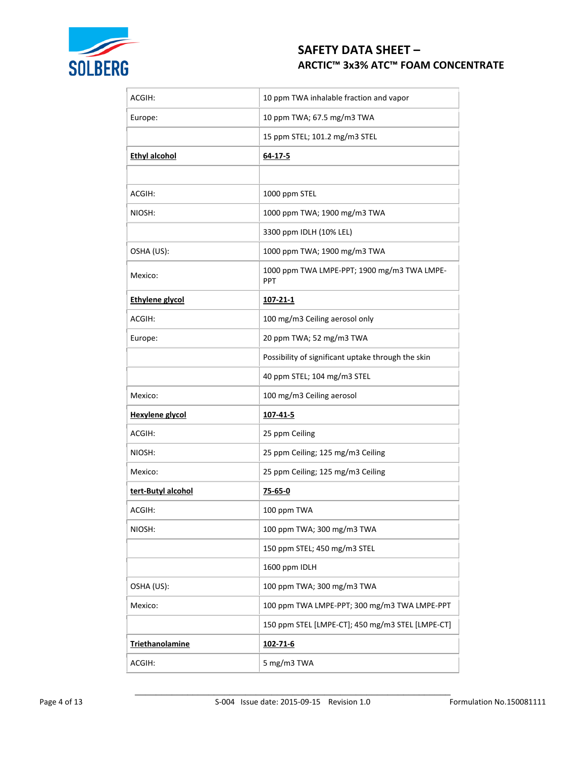| | |
|---|---|
| ACGIH: | 10 ppm TWA inhalable fraction and vapor |
| Europe: | 10 ppm TWA; 67.5 mg/m3 TWA |
| | 15 ppm STEL; 101.2 mg/m3 STEL |
| **Ethyl alcohol** | **64-17-5** |
| | |
| ACGIH: | 1000 ppm STEL |
| NIOSH: | 1000 ppm TWA; 1900 mg/m3 TWA |
| | 3300 ppm IDLH (10% LEL) |
| OSHA (US): | 1000 ppm TWA; 1900 mg/m3 TWA |
| Mexico: | 1000 ppm TWA LMPE-PPT; 1900 mg/m3 TWA LMPE-PPT |
| **Ethylene glycol** | **107-21-1** |
| ACGIH: | 100 mg/m3 Ceiling aerosol only |
| Europe: | 20 ppm TWA; 52 mg/m3 TWA |
| | Possibility of significant uptake through the skin |
| | 40 ppm STEL; 104 mg/m3 STEL |
| Mexico: | 100 mg/m3 Ceiling aerosol |
| **Hexylene glycol** | **107-41-5** |
| ACGIH: | 25 ppm Ceiling |
| NIOSH: | 25 ppm Ceiling; 125 mg/m3 Ceiling |
| Mexico: | 25 ppm Ceiling; 125 mg/m3 Ceiling |
| **tert-Butyl alcohol** | **75-65-0** |
| ACGIH: | 100 ppm TWA |
| NIOSH: | 100 ppm TWA; 300 mg/m3 TWA |
| | 150 ppm STEL; 450 mg/m3 STEL |
| | 1600 ppm IDLH |
| OSHA (US): | 100 ppm TWA; 300 mg/m3 TWA |
| Mexico: | 100 ppm TWA LMPE-PPT; 300 mg/m3 TWA LMPE-PPT |
| | 150 ppm STEL [LMPE-CT]; 450 mg/m3 STEL [LMPE-CT] |
| **Triethanolamine** | **102-71-6** |
| ACGIH: | 5 mg/m3 TWA |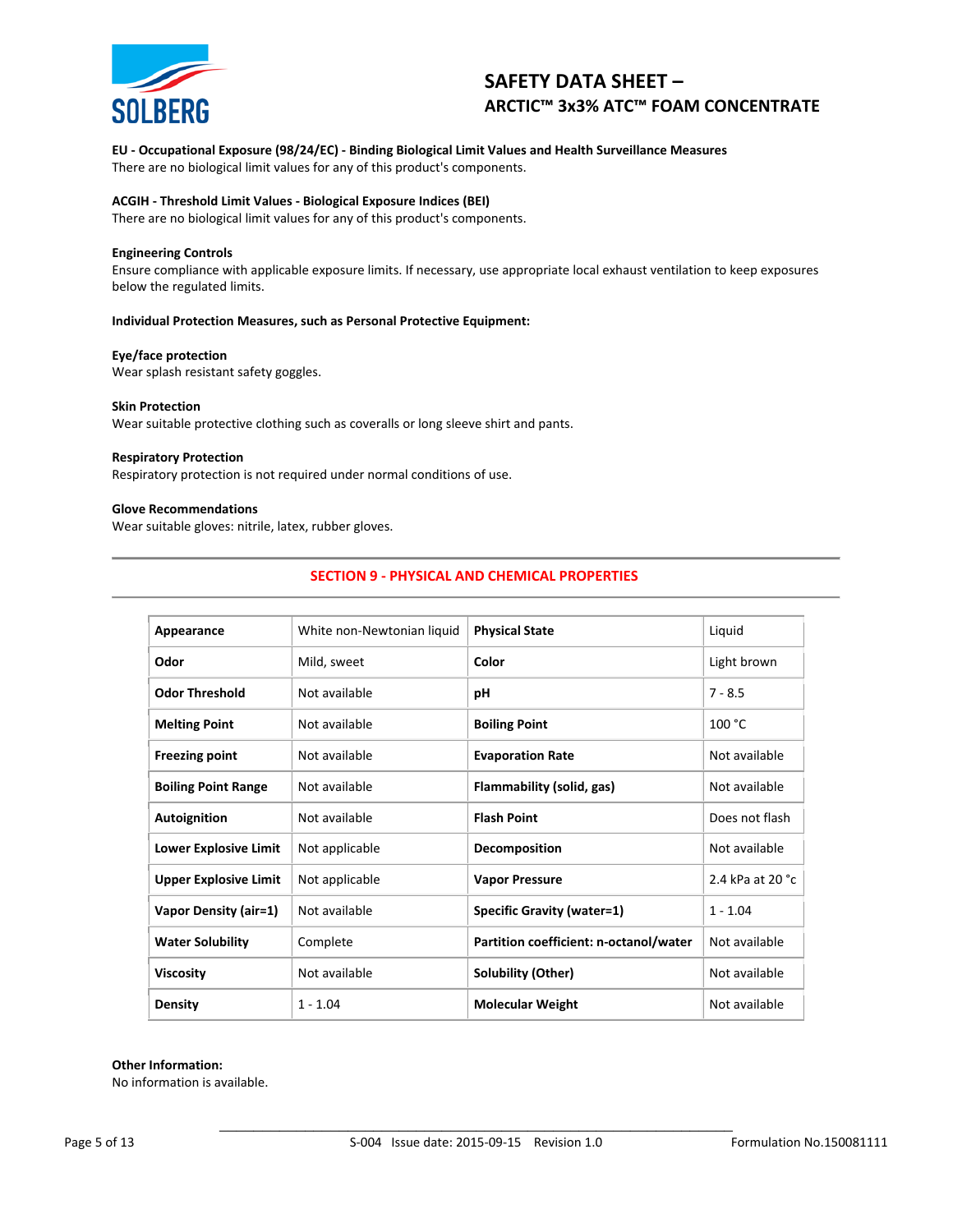**EU - Occupational Exposure (98/24/EC) - Binding Biological Limit Values and Health Surveillance Measures**
There are no biological limit values for any of this product's components.

**ACGIH - Threshold Limit Values - Biological Exposure Indices (BEI)**
There are no biological limit values for any of this product's components.

**Engineering Controls**
Ensure compliance with applicable exposure limits. If necessary, use appropriate local exhaust ventilation to keep exposures below the regulated limits.

**Individual Protection Measures, such as Personal Protective Equipment:**

**Eye/face protection**
Wear splash resistant safety goggles.

**Skin Protection**
Wear suitable protective clothing such as coveralls or long sleeve shirt and pants.

**Respiratory Protection**
Respiratory protection is not required under normal conditions of use.

**Glove Recommendations**
Wear suitable gloves: nitrile, latex, rubber gloves.

## SECTION 9 - PHYSICAL AND CHEMICAL PROPERTIES

| | | | |
|---|---|---|---|
| **Appearance** | White non-Newtonian liquid | **Physical State** | Liquid |
| **Odor** | Mild, sweet | **Color** | Light brown |
| **Odor Threshold** | Not available | **pH** | 7 - 8.5 |
| **Melting Point** | Not available | **Boiling Point** | 100 °C |
| **Freezing point** | Not available | **Evaporation Rate** | Not available |
| **Boiling Point Range** | Not available | **Flammability (solid, gas)** | Not available |
| **Autoignition** | Not available | **Flash Point** | Does not flash |
| **Lower Explosive Limit** | Not applicable | **Decomposition** | Not available |
| **Upper Explosive Limit** | Not applicable | **Vapor Pressure** | 2.4 kPa at 20 °c |
| **Vapor Density (air=1)** | Not available | **Specific Gravity (water=1)** | 1 - 1.04 |
| **Water Solubility** | Complete | **Partition coefficient: n-octanol/water** | Not available |
| **Viscosity** | Not available | **Solubility (Other)** | Not available |
| **Density** | 1 - 1.04 | **Molecular Weight** | Not available |

**Other Information:**
No information is available.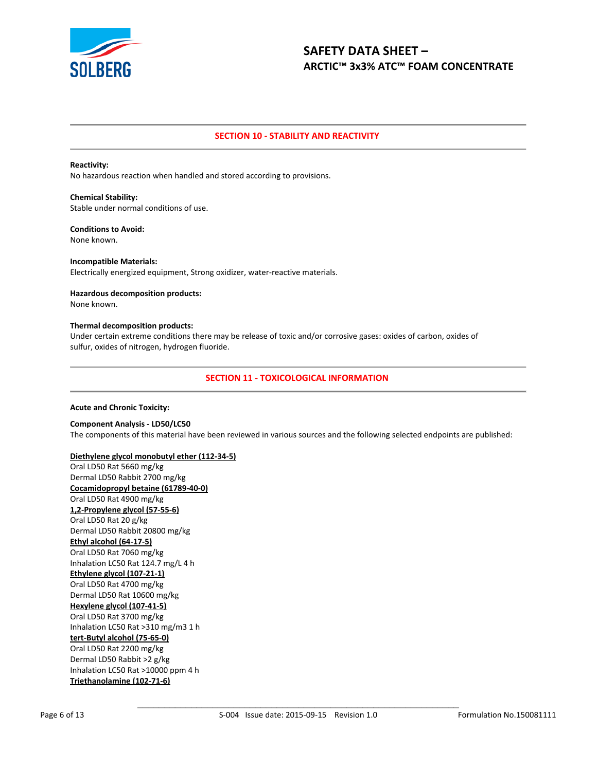## SECTION 10 - STABILITY AND REACTIVITY

**Reactivity:**
No hazardous reaction when handled and stored according to provisions.

**Chemical Stability:**
Stable under normal conditions of use.

**Conditions to Avoid:**
None known.

**Incompatible Materials:**
Electrically energized equipment, Strong oxidizer, water-reactive materials.

**Hazardous decomposition products:**
None known.

**Thermal decomposition products:**
Under certain extreme conditions there may be release of toxic and/or corrosive gases: oxides of carbon, oxides of sulfur, oxides of nitrogen, hydrogen fluoride.

## SECTION 11 - TOXICOLOGICAL INFORMATION

**Acute and Chronic Toxicity:**

**Component Analysis - LD50/LC50**
The components of this material have been reviewed in various sources and the following selected endpoints are published:

**Diethylene glycol monobutyl ether (112-34-5)**
Oral LD50 Rat 5660 mg/kg
Dermal LD50 Rabbit 2700 mg/kg
**Cocamidopropyl betaine (61789-40-0)**
Oral LD50 Rat 4900 mg/kg
**1,2-Propylene glycol (57-55-6)**
Oral LD50 Rat 20 g/kg
Dermal LD50 Rabbit 20800 mg/kg
**Ethyl alcohol (64-17-5)**
Oral LD50 Rat 7060 mg/kg
Inhalation LC50 Rat 124.7 mg/L 4 h
**Ethylene glycol (107-21-1)**
Oral LD50 Rat 4700 mg/kg
Dermal LD50 Rat 10600 mg/kg
**Hexylene glycol (107-41-5)**
Oral LD50 Rat 3700 mg/kg
Inhalation LC50 Rat >310 mg/m3 1 h
**tert-Butyl alcohol (75-65-0)**
Oral LD50 Rat 2200 mg/kg
Dermal LD50 Rabbit >2 g/kg
Inhalation LC50 Rat >10000 ppm 4 h
**Triethanolamine (102-71-6)**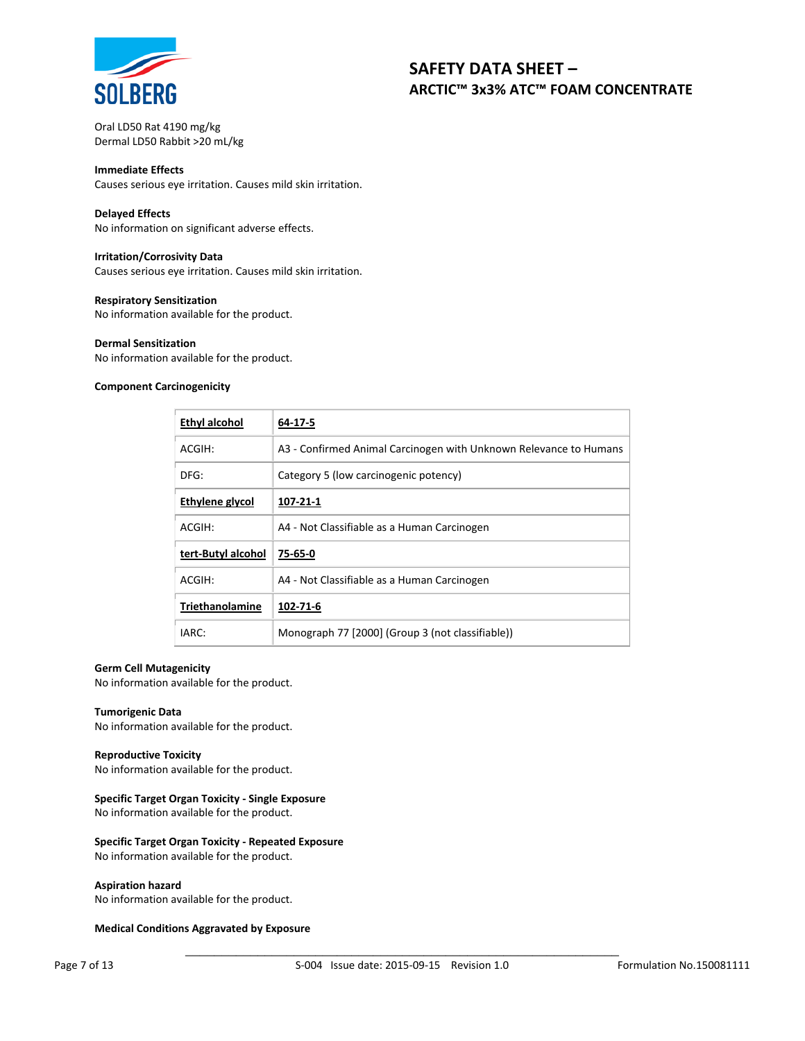Oral LD50 Rat 4190 mg/kg
Dermal LD50 Rabbit >20 mL/kg

**Immediate Effects**
Causes serious eye irritation. Causes mild skin irritation.

**Delayed Effects**
No information on significant adverse effects.

**Irritation/Corrosivity Data**
Causes serious eye irritation. Causes mild skin irritation.

**Respiratory Sensitization**
No information available for the product.

**Dermal Sensitization**
No information available for the product.

**Component Carcinogenicity**

| **Ethyl alcohol** | **64-17-5** |
|---|---|
| ACGIH: | A3 - Confirmed Animal Carcinogen with Unknown Relevance to Humans |
| DFG: | Category 5 (low carcinogenic potency) |
| **Ethylene glycol** | **107-21-1** |
| ACGIH: | A4 - Not Classifiable as a Human Carcinogen |
| **tert-Butyl alcohol** | **75-65-0** |
| ACGIH: | A4 - Not Classifiable as a Human Carcinogen |
| **Triethanolamine** | **102-71-6** |
| IARC: | Monograph 77 [2000] (Group 3 (not classifiable)) |

**Germ Cell Mutagenicity**
No information available for the product.

**Tumorigenic Data**
No information available for the product.

**Reproductive Toxicity**
No information available for the product.

**Specific Target Organ Toxicity - Single Exposure**
No information available for the product.

**Specific Target Organ Toxicity - Repeated Exposure**
No information available for the product.

**Aspiration hazard**
No information available for the product.

**Medical Conditions Aggravated by Exposure**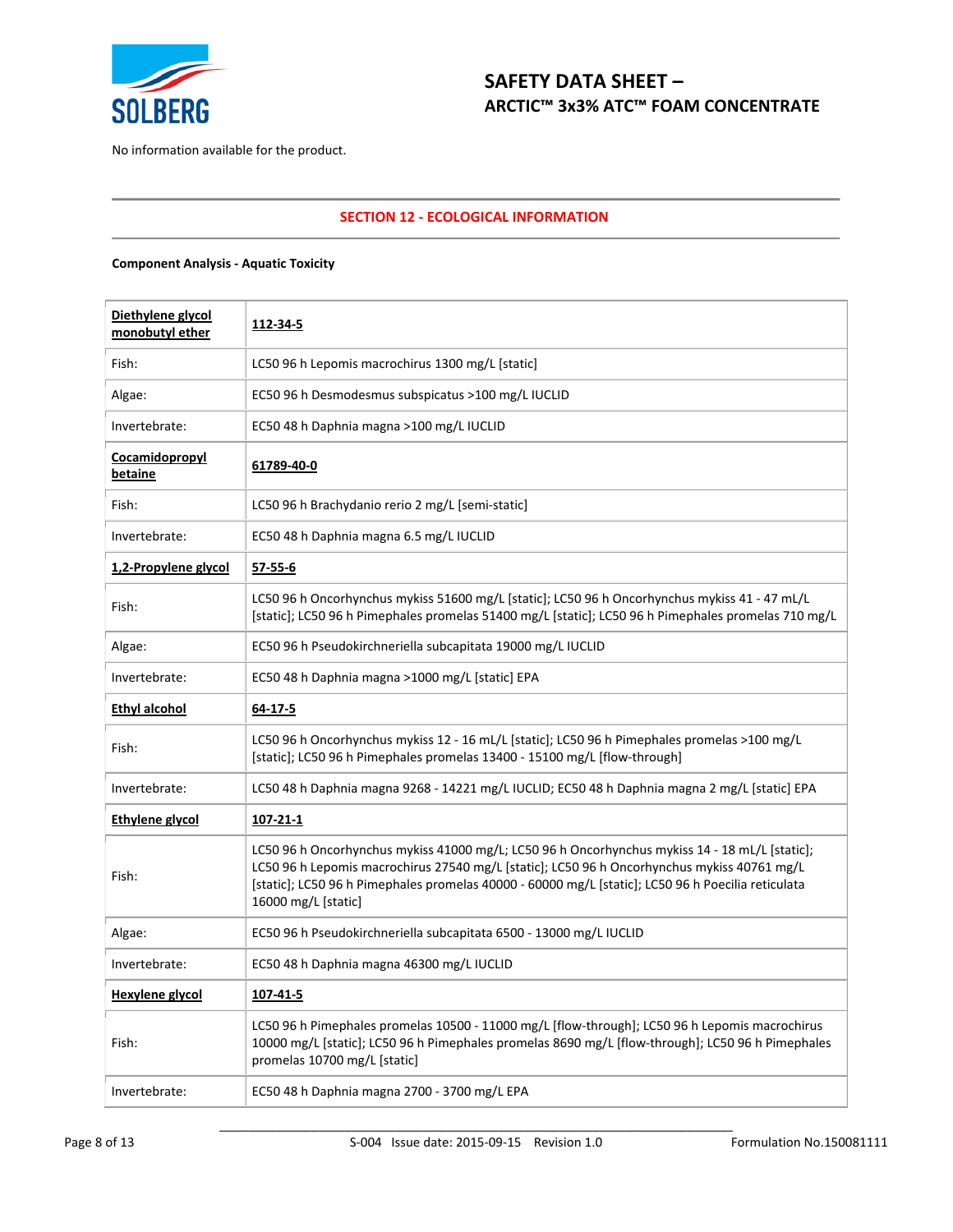No information available for the product.

## SECTION 12 - ECOLOGICAL INFORMATION

**Component Analysis - Aquatic Toxicity**

| **Diethylene glycol monobutyl ether** | **112-34-5** |
|---|---|
| Fish: | LC50 96 h Lepomis macrochirus 1300 mg/L [static] |
| Algae: | EC50 96 h Desmodesmus subspicatus >100 mg/L IUCLID |
| Invertebrate: | EC50 48 h Daphnia magna >100 mg/L IUCLID |
| **Cocamidopropyl betaine** | **61789-40-0** |
| Fish: | LC50 96 h Brachydanio rerio 2 mg/L [semi-static] |
| Invertebrate: | EC50 48 h Daphnia magna 6.5 mg/L IUCLID |
| **1,2-Propylene glycol** | **57-55-6** |
| Fish: | LC50 96 h Oncorhynchus mykiss 51600 mg/L [static]; LC50 96 h Oncorhynchus mykiss 41 - 47 mL/L [static]; LC50 96 h Pimephales promelas 51400 mg/L [static]; LC50 96 h Pimephales promelas 710 mg/L |
| Algae: | EC50 96 h Pseudokirchneriella subcapitata 19000 mg/L IUCLID |
| Invertebrate: | EC50 48 h Daphnia magna >1000 mg/L [static] EPA |
| **Ethyl alcohol** | **64-17-5** |
| Fish: | LC50 96 h Oncorhynchus mykiss 12 - 16 mL/L [static]; LC50 96 h Pimephales promelas >100 mg/L [static]; LC50 96 h Pimephales promelas 13400 - 15100 mg/L [flow-through] |
| Invertebrate: | LC50 48 h Daphnia magna 9268 - 14221 mg/L IUCLID; EC50 48 h Daphnia magna 2 mg/L [static] EPA |
| **Ethylene glycol** | **107-21-1** |
| Fish: | LC50 96 h Oncorhynchus mykiss 41000 mg/L; LC50 96 h Oncorhynchus mykiss 14 - 18 mL/L [static]; LC50 96 h Lepomis macrochirus 27540 mg/L [static]; LC50 96 h Oncorhynchus mykiss 40761 mg/L [static]; LC50 96 h Pimephales promelas 40000 - 60000 mg/L [static]; LC50 96 h Poecilia reticulata 16000 mg/L [static] |
| Algae: | EC50 96 h Pseudokirchneriella subcapitata 6500 - 13000 mg/L IUCLID |
| Invertebrate: | EC50 48 h Daphnia magna 46300 mg/L IUCLID |
| **Hexylene glycol** | **107-41-5** |
| Fish: | LC50 96 h Pimephales promelas 10500 - 11000 mg/L [flow-through]; LC50 96 h Lepomis macrochirus 10000 mg/L [static]; LC50 96 h Pimephales promelas 8690 mg/L [flow-through]; LC50 96 h Pimephales promelas 10700 mg/L [static] |
| Invertebrate: | EC50 48 h Daphnia magna 2700 - 3700 mg/L EPA |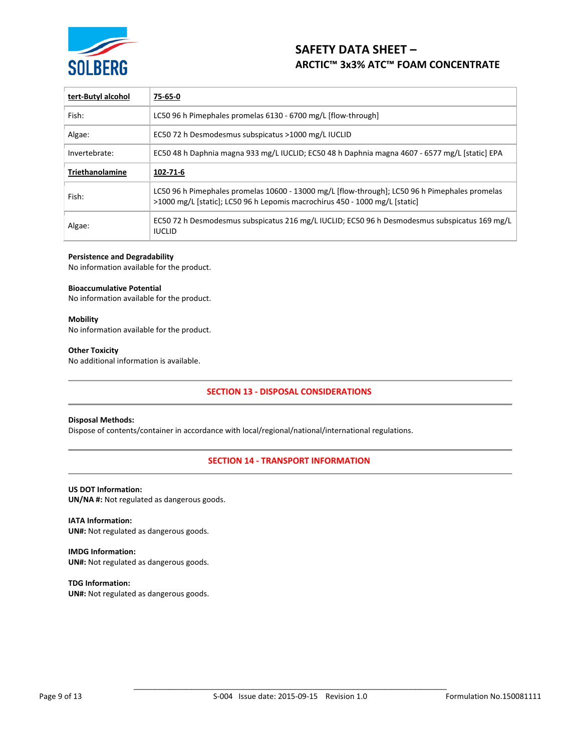| **tert-Butyl alcohol** | **75-65-0** |
| --- | --- |
| Fish: | LC50 96 h Pimephales promelas 6130 - 6700 mg/L [flow-through] |
| Algae: | EC50 72 h Desmodesmus subspicatus >1000 mg/L IUCLID |
| Invertebrate: | EC50 48 h Daphnia magna 933 mg/L IUCLID; EC50 48 h Daphnia magna 4607 - 6577 mg/L [static] EPA |
| **Triethanolamine** | **102-71-6** |
| Fish: | LC50 96 h Pimephales promelas 10600 - 13000 mg/L [flow-through]; LC50 96 h Pimephales promelas >1000 mg/L [static]; LC50 96 h Lepomis macrochirus 450 - 1000 mg/L [static] |
| Algae: | EC50 72 h Desmodesmus subspicatus 216 mg/L IUCLID; EC50 96 h Desmodesmus subspicatus 169 mg/L IUCLID |

**Persistence and Degradability**
No information available for the product.

**Bioaccumulative Potential**
No information available for the product.

**Mobility**
No information available for the product.

**Other Toxicity**
No additional information is available.

## SECTION 13 - DISPOSAL CONSIDERATIONS

**Disposal Methods:**
Dispose of contents/container in accordance with local/regional/national/international regulations.

## SECTION 14 - TRANSPORT INFORMATION

**US DOT Information:**
**UN/NA #:** Not regulated as dangerous goods.

**IATA Information:**
**UN#:** Not regulated as dangerous goods.

**IMDG Information:**
**UN#:** Not regulated as dangerous goods.

**TDG Information:**
**UN#:** Not regulated as dangerous goods.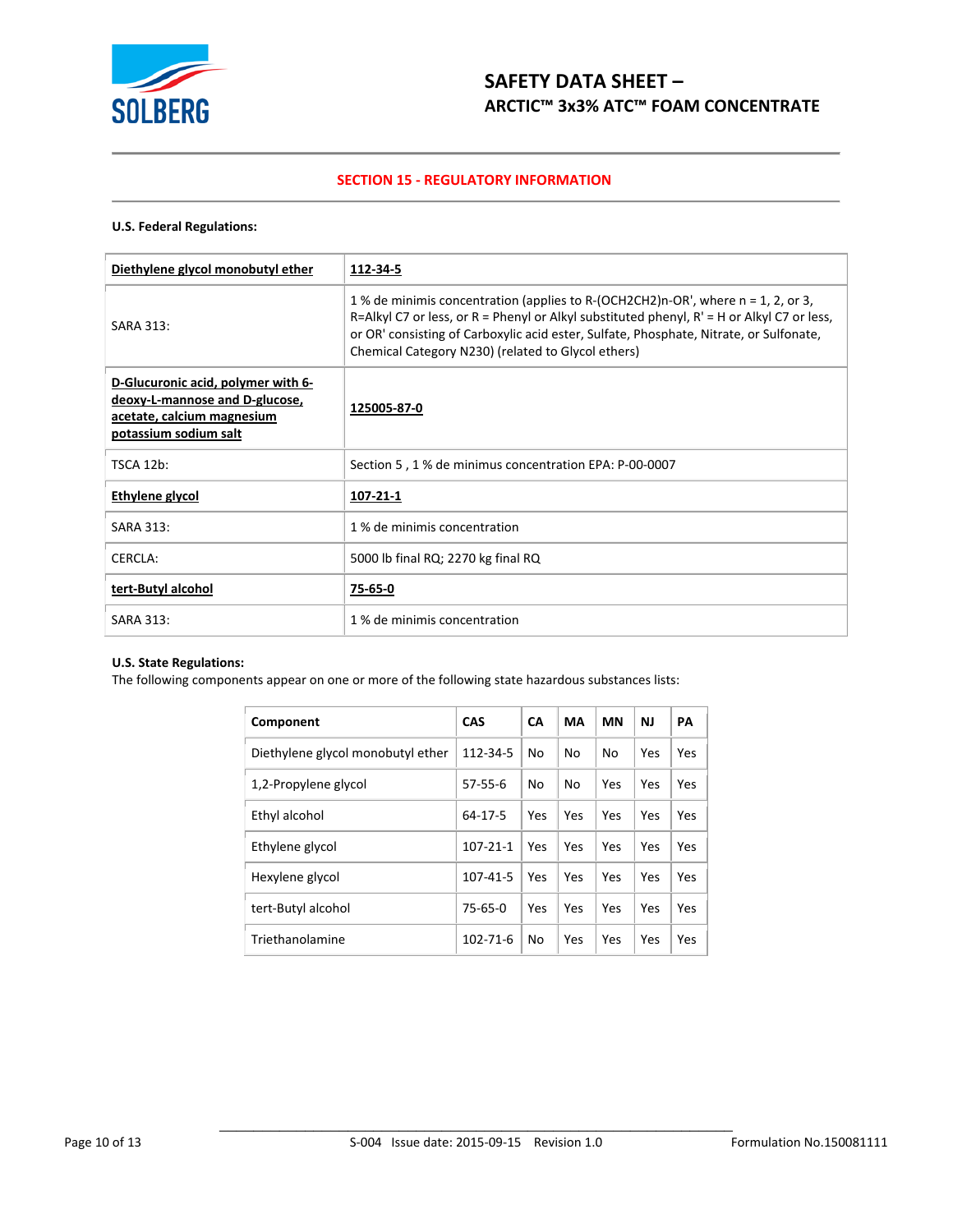## SECTION 15 - REGULATORY INFORMATION

**U.S. Federal Regulations:**

| **Diethylene glycol monobutyl ether** | **112-34-5** |
|---|---|
| SARA 313: | 1 % de minimis concentration (applies to R-(OCH2CH2)n-OR', where n = 1, 2, or 3, R=Alkyl C7 or less, or R = Phenyl or Alkyl substituted phenyl, R' = H or Alkyl C7 or less, or OR' consisting of Carboxylic acid ester, Sulfate, Phosphate, Nitrate, or Sulfonate, Chemical Category N230) (related to Glycol ethers) |
| **D-Glucuronic acid, polymer with 6-deoxy-L-mannose and D-glucose, acetate, calcium magnesium potassium sodium salt** | **125005-87-0** |
| TSCA 12b: | Section 5 , 1 % de minimus concentration EPA: P-00-0007 |
| **Ethylene glycol** | **107-21-1** |
| SARA 313: | 1 % de minimis concentration |
| CERCLA: | 5000 lb final RQ; 2270 kg final RQ |
| **tert-Butyl alcohol** | **75-65-0** |
| SARA 313: | 1 % de minimis concentration |

**U.S. State Regulations:**

The following components appear on one or more of the following state hazardous substances lists:

| Component | CAS | CA | MA | MN | NJ | PA |
|---|---|---|---|---|---|---|
| Diethylene glycol monobutyl ether | 112-34-5 | No | No | No | Yes | Yes |
| 1,2-Propylene glycol | 57-55-6 | No | No | Yes | Yes | Yes |
| Ethyl alcohol | 64-17-5 | Yes | Yes | Yes | Yes | Yes |
| Ethylene glycol | 107-21-1 | Yes | Yes | Yes | Yes | Yes |
| Hexylene glycol | 107-41-5 | Yes | Yes | Yes | Yes | Yes |
| tert-Butyl alcohol | 75-65-0 | Yes | Yes | Yes | Yes | Yes |
| Triethanolamine | 102-71-6 | No | Yes | Yes | Yes | Yes |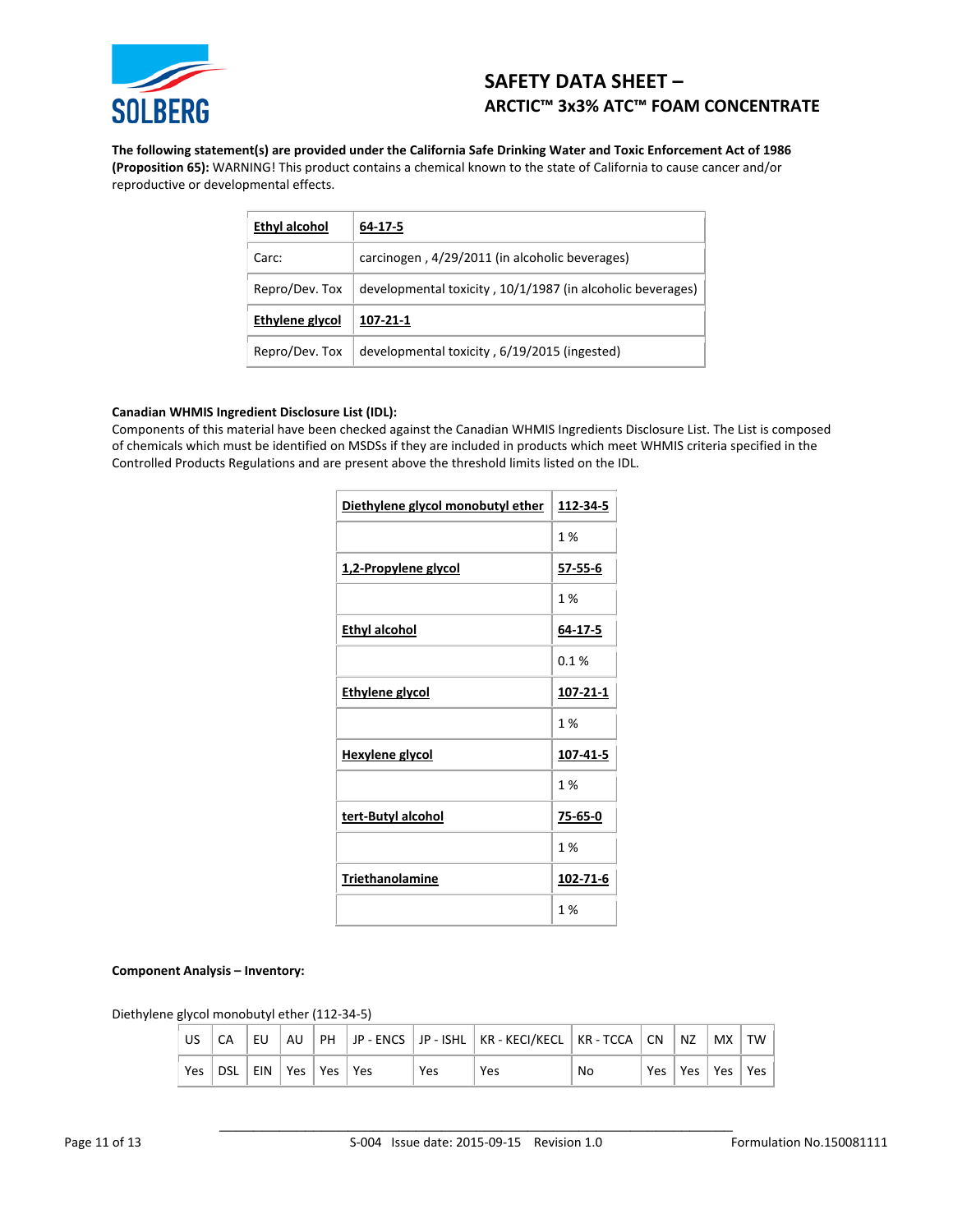**The following statement(s) are provided under the California Safe Drinking Water and Toxic Enforcement Act of 1986 (Proposition 65):** WARNING! This product contains a chemical known to the state of California to cause cancer and/or reproductive or developmental effects.

| **Ethyl alcohol** | **64-17-5** |
|---|---|
| Carc: | carcinogen , 4/29/2011 (in alcoholic beverages) |
| Repro/Dev. Tox | developmental toxicity , 10/1/1987 (in alcoholic beverages) |
| **Ethylene glycol** | **107-21-1** |
| Repro/Dev. Tox | developmental toxicity , 6/19/2015 (ingested) |

**Canadian WHMIS Ingredient Disclosure List (IDL):**
Components of this material have been checked against the Canadian WHMIS Ingredients Disclosure List. The List is composed of chemicals which must be identified on MSDSs if they are included in products which meet WHMIS criteria specified in the Controlled Products Regulations and are present above the threshold limits listed on the IDL.

| **Diethylene glycol monobutyl ether** | **112-34-5** |
|---|---|
| | 1 % |
| **1,2-Propylene glycol** | **57-55-6** |
| | 1 % |
| **Ethyl alcohol** | **64-17-5** |
| | 0.1 % |
| **Ethylene glycol** | **107-21-1** |
| | 1 % |
| **Hexylene glycol** | **107-41-5** |
| | 1 % |
| **tert-Butyl alcohol** | **75-65-0** |
| | 1 % |
| **Triethanolamine** | **102-71-6** |
| | 1 % |

**Component Analysis – Inventory:**

Diethylene glycol monobutyl ether (112-34-5)

| US | CA | EU | AU | PH | JP - ENCS | JP - ISHL | KR - KECI/KECL | KR - TCCA | CN | NZ | MX | TW |
|---|---|---|---|---|---|---|---|---|---|---|---|---|
| Yes | DSL | EIN | Yes | Yes | Yes | Yes | Yes | No | Yes | Yes | Yes | Yes |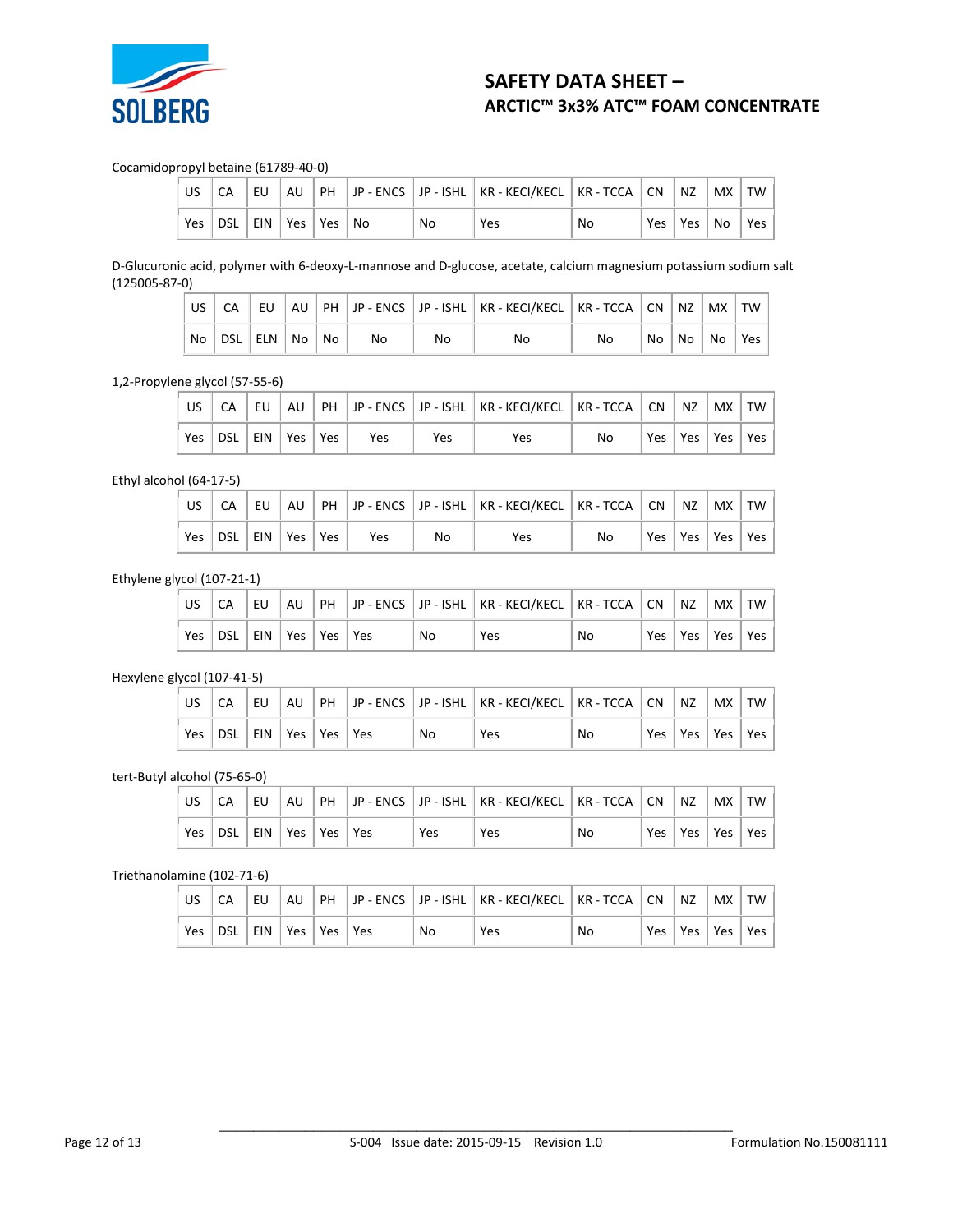Cocamidopropyl betaine (61789-40-0)

| US | CA | EU | AU | PH | JP - ENCS | JP - ISHL | KR - KECI/KECL | KR - TCCA | CN | NZ | MX | TW |
|---|---|---|---|---|---|---|---|---|---|---|---|---|
| Yes | DSL | EIN | Yes | Yes | No | No | Yes | No | Yes | Yes | No | Yes |

D-Glucuronic acid, polymer with 6-deoxy-L-mannose and D-glucose, acetate, calcium magnesium potassium sodium salt (125005-87-0)

| US | CA | EU | AU | PH | JP - ENCS | JP - ISHL | KR - KECI/KECL | KR - TCCA | CN | NZ | MX | TW |
|---|---|---|---|---|---|---|---|---|---|---|---|---|
| No | DSL | ELN | No | No | No | No | No | No | No | No | No | Yes |

1,2-Propylene glycol (57-55-6)

| US | CA | EU | AU | PH | JP - ENCS | JP - ISHL | KR - KECI/KECL | KR - TCCA | CN | NZ | MX | TW |
|---|---|---|---|---|---|---|---|---|---|---|---|---|
| Yes | DSL | EIN | Yes | Yes | Yes | Yes | Yes | No | Yes | Yes | Yes | Yes |

Ethyl alcohol (64-17-5)

| US | CA | EU | AU | PH | JP - ENCS | JP - ISHL | KR - KECI/KECL | KR - TCCA | CN | NZ | MX | TW |
|---|---|---|---|---|---|---|---|---|---|---|---|---|
| Yes | DSL | EIN | Yes | Yes | Yes | No | Yes | No | Yes | Yes | Yes | Yes |

Ethylene glycol (107-21-1)

| US | CA | EU | AU | PH | JP - ENCS | JP - ISHL | KR - KECI/KECL | KR - TCCA | CN | NZ | MX | TW |
|---|---|---|---|---|---|---|---|---|---|---|---|---|
| Yes | DSL | EIN | Yes | Yes | Yes | No | Yes | No | Yes | Yes | Yes | Yes |

Hexylene glycol (107-41-5)

| US | CA | EU | AU | PH | JP - ENCS | JP - ISHL | KR - KECI/KECL | KR - TCCA | CN | NZ | MX | TW |
|---|---|---|---|---|---|---|---|---|---|---|---|---|
| Yes | DSL | EIN | Yes | Yes | Yes | No | Yes | No | Yes | Yes | Yes | Yes |

tert-Butyl alcohol (75-65-0)

| US | CA | EU | AU | PH | JP - ENCS | JP - ISHL | KR - KECI/KECL | KR - TCCA | CN | NZ | MX | TW |
|---|---|---|---|---|---|---|---|---|---|---|---|---|
| Yes | DSL | EIN | Yes | Yes | Yes | Yes | Yes | No | Yes | Yes | Yes | Yes |

Triethanolamine (102-71-6)

| US | CA | EU | AU | PH | JP - ENCS | JP - ISHL | KR - KECI/KECL | KR - TCCA | CN | NZ | MX | TW |
|---|---|---|---|---|---|---|---|---|---|---|---|---|
| Yes | DSL | EIN | Yes | Yes | Yes | No | Yes | No | Yes | Yes | Yes | Yes |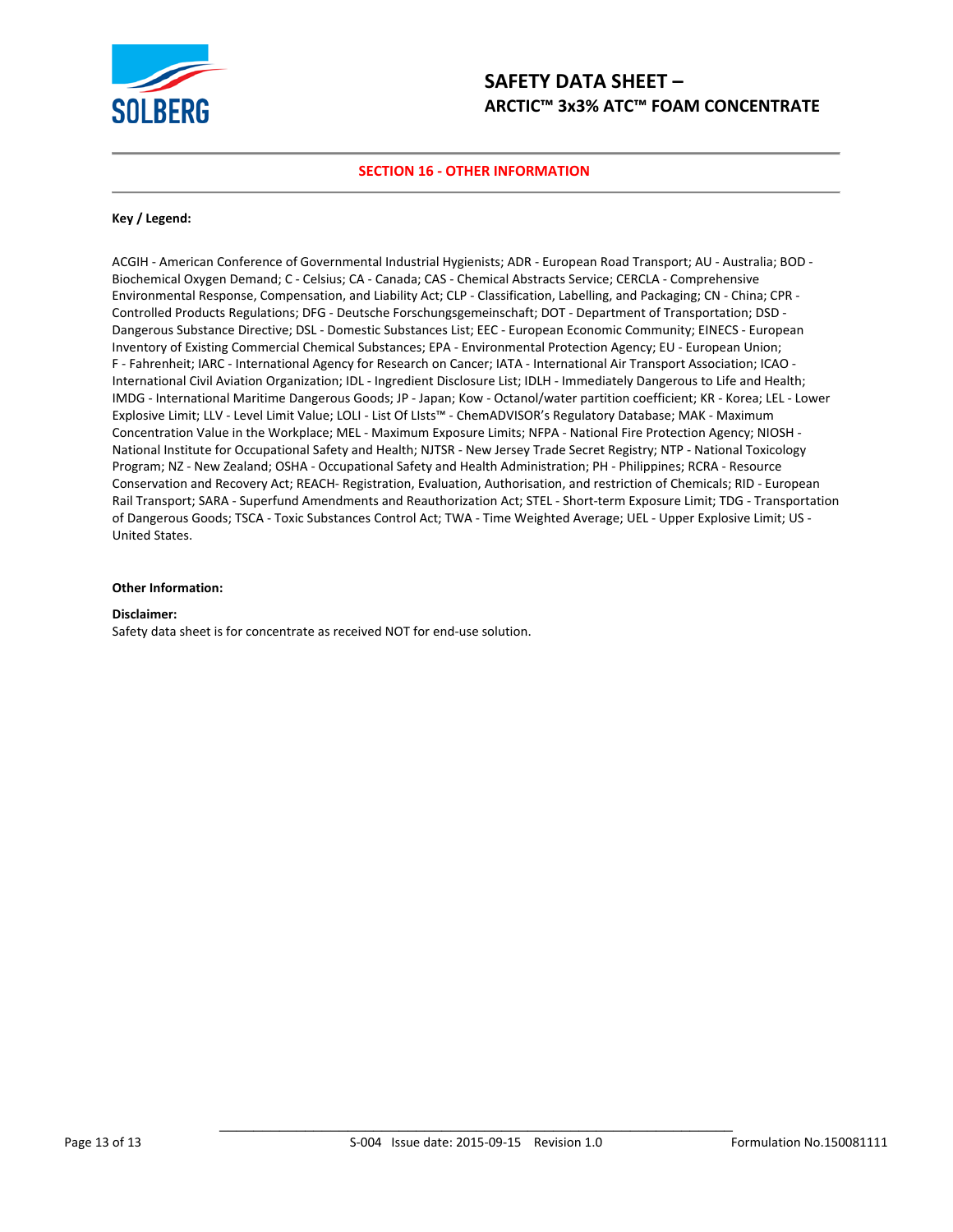## SECTION 16 - OTHER INFORMATION

**Key / Legend:**

ACGIH - American Conference of Governmental Industrial Hygienists; ADR - European Road Transport; AU - Australia; BOD - Biochemical Oxygen Demand; C - Celsius; CA - Canada; CAS - Chemical Abstracts Service; CERCLA - Comprehensive Environmental Response, Compensation, and Liability Act; CLP - Classification, Labelling, and Packaging; CN - China; CPR - Controlled Products Regulations; DFG - Deutsche Forschungsgemeinschaft; DOT - Department of Transportation; DSD - Dangerous Substance Directive; DSL - Domestic Substances List; EEC - European Economic Community; EINECS - European Inventory of Existing Commercial Chemical Substances; EPA - Environmental Protection Agency; EU - European Union; F - Fahrenheit; IARC - International Agency for Research on Cancer; IATA - International Air Transport Association; ICAO - International Civil Aviation Organization; IDL - Ingredient Disclosure List; IDLH - Immediately Dangerous to Life and Health; IMDG - International Maritime Dangerous Goods; JP - Japan; Kow - Octanol/water partition coefficient; KR - Korea; LEL - Lower Explosive Limit; LLV - Level Limit Value; LOLI - List Of LIsts™ - ChemADVISOR's Regulatory Database; MAK - Maximum Concentration Value in the Workplace; MEL - Maximum Exposure Limits; NFPA - National Fire Protection Agency; NIOSH - National Institute for Occupational Safety and Health; NJTSR - New Jersey Trade Secret Registry; NTP - National Toxicology Program; NZ - New Zealand; OSHA - Occupational Safety and Health Administration; PH - Philippines; RCRA - Resource Conservation and Recovery Act; REACH- Registration, Evaluation, Authorisation, and restriction of Chemicals; RID - European Rail Transport; SARA - Superfund Amendments and Reauthorization Act; STEL - Short-term Exposure Limit; TDG - Transportation of Dangerous Goods; TSCA - Toxic Substances Control Act; TWA - Time Weighted Average; UEL - Upper Explosive Limit; US - United States.

**Other Information:**

**Disclaimer:**
Safety data sheet is for concentrate as received NOT for end-use solution.